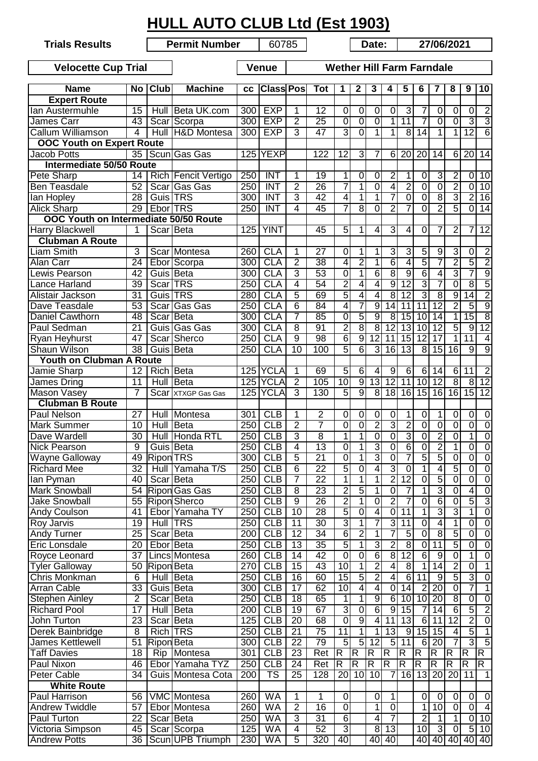# HULL AUTO CLUB Ltd (Est 1903)

**Trials Results** | **Permit Number** 60785 | **Date:** 27/06/2021

**Velocette Cup Trial** | **Venue** | **Wether Hill Farm Farndale**

| Name | No | Club | Machine | cc | Class | Pos | Tot | 1 | 2 | 3 | 4 | 5 | 6 | 7 | 8 | 9 | 10 |
|---|---|---|---|---|---|---|---|---|---|---|---|---|---|---|---|---|---|
| **Expert Route** | | | | | | | | | | | | | | | | | |
| Ian Austermuhle | 15 | Hull | Beta UK.com | 300 | EXP | 1 | 12 | 0 | 0 | 0 | 0 | 3 | 7 | 0 | 0 | 0 | 2 |
| James Carr | 43 | Scar | Scorpa | 300 | EXP | 2 | 25 | 0 | 0 | 0 | 1 | 11 | 7 | 0 | 0 | 3 | 3 |
| Callum Williamson | 4 | Hull | H&D Montesa | 300 | EXP | 3 | 47 | 3 | 0 | 1 | 1 | 8 | 14 | 1 | 1 | 12 | 6 |
| **OOC Youth on Expert Route** | | | | | | | | | | | | | | | | | |
| Jacob Potts | 35 | Scun | Gas Gas | 125 | YEXP | | 122 | 12 | 3 | 7 | 6 | 20 | 20 | 14 | 6 | 20 | 14 |
| **Intermediate 50/50 Route** | | | | | | | | | | | | | | | | | |
| Pete Sharp | 14 | Rich | Fencit Vertigo | 250 | INT | 1 | 19 | 1 | 0 | 0 | 2 | 1 | 0 | 3 | 2 | 0 | 10 |
| Ben Teasdale | 52 | Scar | Gas Gas | 250 | INT | 2 | 26 | 7 | 1 | 0 | 4 | 2 | 0 | 0 | 2 | 0 | 10 |
| Ian Hopley | 28 | Guis | TRS | 300 | INT | 3 | 42 | 4 | 1 | 1 | 7 | 0 | 0 | 8 | 3 | 2 | 16 |
| Alick Sharp | 29 | Ebor | TRS | 250 | INT | 4 | 45 | 7 | 8 | 0 | 2 | 7 | 0 | 2 | 5 | 0 | 14 |
| **OOC Youth on Intermediate 50/50 Route** | | | | | | | | | | | | | | | | | |
| Harry Blackwell | 1 | Scar | Beta | 125 | YINT | | 45 | 5 | 1 | 4 | 3 | 4 | 0 | 7 | 2 | 7 | 12 |
| **Clubman A Route** | | | | | | | | | | | | | | | | | |
| Liam Smith | 3 | Scar | Montesa | 260 | CLA | 1 | 27 | 0 | 1 | 1 | 3 | 3 | 5 | 9 | 3 | 0 | 2 |
| Alan Carr | 24 | Ebor | Scorpa | 300 | CLA | 2 | 38 | 4 | 2 | 1 | 6 | 4 | 5 | 7 | 2 | 5 | 2 |
| Lewis Pearson | 42 | Guis | Beta | 300 | CLA | 3 | 53 | 0 | 1 | 6 | 8 | 9 | 6 | 4 | 3 | 7 | 9 |
| Lance Harland | 39 | Scar | TRS | 250 | CLA | 4 | 54 | 2 | 4 | 4 | 9 | 12 | 3 | 7 | 0 | 8 | 5 |
| Alistair Jackson | 31 | Guis | TRS | 280 | CLA | 5 | 69 | 5 | 4 | 4 | 8 | 12 | 3 | 8 | 9 | 14 | 2 |
| Dave Teasdale | 53 | Scar | Gas Gas | 250 | CLA | 6 | 84 | 4 | 7 | 9 | 14 | 11 | 11 | 12 | 2 | 5 | 9 |
| Daniel Cawthorn | 48 | Scar | Beta | 300 | CLA | 7 | 85 | 0 | 5 | 9 | 8 | 15 | 10 | 14 | 1 | 15 | 8 |
| Paul Sedman | 21 | Guis | Gas Gas | 300 | CLA | 8 | 91 | 2 | 8 | 8 | 12 | 13 | 10 | 12 | 5 | 9 | 12 |
| Ryan Heyhurst | 47 | Scar | Sherco | 250 | CLA | 9 | 98 | 6 | 9 | 12 | 11 | 15 | 12 | 17 | 1 | 11 | 4 |
| Shaun Wilson | 38 | Guis | Beta | 250 | CLA | 10 | 100 | 5 | 6 | 3 | 16 | 13 | 8 | 15 | 16 | 9 | 9 |
| **Youth on Clubman A Route** | | | | | | | | | | | | | | | | | |
| Jamie Sharp | 12 | Rich | Beta | 125 | YCLA | 1 | 69 | 5 | 6 | 4 | 9 | 6 | 6 | 14 | 6 | 11 | 2 |
| James Dring | 11 | Hull | Beta | 125 | YCLA | 2 | 105 | 10 | 9 | 13 | 12 | 11 | 10 | 12 | 8 | 8 | 12 |
| Mason Vasey | 7 | Scar | XTXGP Gas Gas | 125 | YCLA | 3 | 130 | 5 | 9 | 8 | 18 | 16 | 15 | 16 | 16 | 15 | 12 |
| **Clubman B Route** | | | | | | | | | | | | | | | | | |
| Paul Nelson | 27 | Hull | Montesa | 301 | CLB | 1 | 2 | 0 | 0 | 0 | 0 | 1 | 0 | 1 | 0 | 0 | 0 |
| Mark Summer | 10 | Hull | Beta | 250 | CLB | 2 | 7 | 0 | 0 | 2 | 3 | 2 | 0 | 0 | 0 | 0 | 0 |
| Dave Wardell | 30 | Hull | Honda RTL | 250 | CLB | 3 | 8 | 1 | 1 | 0 | 0 | 3 | 0 | 2 | 0 | 1 | 0 |
| Nick Pearson | 9 | Guis | Beta | 250 | CLB | 4 | 13 | 0 | 1 | 3 | 0 | 6 | 0 | 2 | 1 | 0 | 0 |
| Wayne Galloway | 49 | Ripon | TRS | 300 | CLB | 5 | 21 | 0 | 1 | 3 | 0 | 7 | 5 | 5 | 0 | 0 | 0 |
| Richard Mee | 32 | Hull | Yamaha T/S | 250 | CLB | 6 | 22 | 5 | 0 | 4 | 3 | 0 | 1 | 4 | 5 | 0 | 0 |
| Ian Pyman | 40 | Scar | Beta | 250 | CLB | 7 | 22 | 1 | 1 | 1 | 2 | 12 | 0 | 5 | 0 | 0 | 0 |
| Mark Snowball | 54 | Ripon | Gas Gas | 250 | CLB | 8 | 23 | 2 | 5 | 1 | 0 | 7 | 1 | 3 | 0 | 4 | 0 |
| Jake Snowball | 55 | Ripon | Sherco | 250 | CLB | 9 | 26 | 2 | 1 | 0 | 2 | 7 | 0 | 6 | 0 | 5 | 3 |
| Andy Coulson | 41 | Ebor | Yamaha TY | 250 | CLB | 10 | 28 | 5 | 0 | 4 | 0 | 11 | 1 | 3 | 3 | 1 | 0 |
| Roy Jarvis | 19 | Hull | TRS | 250 | CLB | 11 | 30 | 3 | 1 | 7 | 3 | 11 | 0 | 4 | 1 | 0 | 0 |
| Andy Turner | 25 | Scar | Beta | 200 | CLB | 12 | 34 | 6 | 2 | 1 | 7 | 5 | 0 | 8 | 5 | 0 | 0 |
| Eric Lonsdale | 20 | Ebor | Beta | 250 | CLB | 13 | 35 | 5 | 1 | 3 | 2 | 8 | 0 | 11 | 5 | 0 | 0 |
| Royce Leonard | 37 | Lincs | Montesa | 260 | CLB | 14 | 42 | 0 | 0 | 6 | 8 | 12 | 6 | 9 | 0 | 1 | 0 |
| Tyler Galloway | 50 | Ripon | Beta | 270 | CLB | 15 | 43 | 10 | 1 | 2 | 4 | 8 | 1 | 14 | 2 | 0 | 1 |
| Chris Monkman | 6 | Hull | Beta | 250 | CLB | 16 | 60 | 15 | 5 | 2 | 4 | 6 | 11 | 9 | 5 | 3 | 0 |
| Arran Cable | 33 | Guis | Beta | 300 | CLB | 17 | 62 | 10 | 4 | 4 | 0 | 14 | 2 | 20 | 0 | 7 | 1 |
| Stephen Ainley | 2 | Scar | Beta | 250 | CLB | 18 | 65 | 1 | 1 | 9 | 6 | 10 | 10 | 20 | 8 | 0 | 0 |
| Richard Pool | 17 | Hull | Beta | 200 | CLB | 19 | 67 | 3 | 0 | 6 | 9 | 15 | 7 | 14 | 6 | 5 | 2 |
| John Turton | 23 | Scar | Beta | 125 | CLB | 20 | 68 | 0 | 9 | 4 | 11 | 13 | 6 | 11 | 12 | 2 | 0 |
| Derek Bainbridge | 8 | Rich | TRS | 250 | CLB | 21 | 75 | 11 | 1 | 1 | 13 | 9 | 15 | 15 | 4 | 5 | 1 |
| James Kettlewell | 51 | Ripon | Beta | 300 | CLB | 22 | 79 | 5 | 5 | 12 | 5 | 11 | 6 | 20 | 7 | 3 | 5 |
| Taff Davies | 18 | Rip | Montesa | 301 | CLB | 23 | Ret | R | R | R | R | R | R | R | R | R | R |
| Paul Nixon | 46 | Ebor | Yamaha TYZ | 250 | CLB | 24 | Ret | R | R | R | R | R | R | R | R | R | R |
| Peter Cable | 34 | Guis | Montesa Cota | 200 | TS | 25 | 128 | 20 | 10 | 10 | 7 | 16 | 13 | 20 | 20 | 11 | 1 |
| **White Route** | | | | | | | | | | | | | | | | | |
| Paul Harrison | 56 | VMC | Montesa | 260 | WA | 1 | 1 | 0 | | 0 | 1 | | 0 | 0 | 0 | 0 | 0 |
| Andrew Twiddle | 57 | Ebor | Montesa | 260 | WA | 2 | 16 | 0 | | 1 | 0 | | 1 | 10 | 0 | 0 | 4 |
| Paul Turton | 22 | Scar | Beta | 250 | WA | 3 | 31 | 6 | | 4 | 7 | | 2 | 1 | 1 | 0 | 10 |
| Victoria Simpson | 45 | Scar | Scorpa | 125 | WA | 4 | 52 | 3 | | 8 | 13 | | 10 | 3 | 0 | 5 | 10 |
| Andrew Potts | 36 | Scun | UPB Triumph | 230 | WA | 5 | 320 | 40 | | 40 | 40 | | 40 | 40 | 40 | 40 | 40 |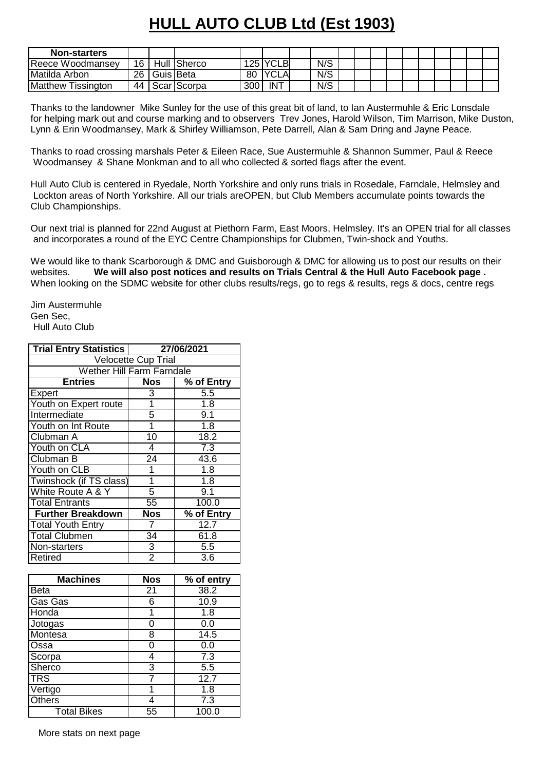# HULL AUTO CLUB Ltd (Est 1903)

| Non-starters | | | | | | | | | | | | | | | | | | | |
|---|---|---|---|---|---|---|---|---|---|---|---|---|---|---|---|---|---|---|---|
| Reece Woodmansey | 16 | Hull | Sherco | 125 | YCLB | | N/S | | | | | | | | | | | | |
| Matilda Arbon | 26 | Guis | Beta | 80 | YCLA | | N/S | | | | | | | | | | | | |
| Matthew Tissington | 44 | Scar | Scorpa | 300 | INT | | N/S | | | | | | | | | | | | |

Thanks to the landowner Mike Sunley for the use of this great bit of land, to Ian Austermuhle & Eric Lonsdale for helping mark out and course marking and to observers Trev Jones, Harold Wilson, Tim Marrison, Mike Duston, Lynn & Erin Woodmansey, Mark & Shirley Williamson, Pete Darrell, Alan & Sam Dring and Jayne Peace.

Thanks to road crossing marshals Peter & Eileen Race, Sue Austermuhle & Shannon Summer, Paul & Reece Woodmansey & Shane Monkman and to all who collected & sorted flags after the event.

Hull Auto Club is centered in Ryedale, North Yorkshire and only runs trials in Rosedale, Farndale, Helmsley and Lockton areas of North Yorkshire. All our trials areOPEN, but Club Members accumulate points towards the Club Championships.

Our next trial is planned for 22nd August at Piethorn Farm, East Moors, Helmsley. It's an OPEN trial for all classes and incorporates a round of the EYC Centre Championships for Clubmen, Twin-shock and Youths.

We would like to thank Scarborough & DMC and Guisborough & DMC for allowing us to post our results on their websites. **We will also post notices and results on Trials Central & the Hull Auto Facebook page .**
When looking on the SDMC website for other clubs results/regs, go to regs & results, regs & docs, centre regs

Jim Austermuhle
Gen Sec,
Hull Auto Club

| Trial Entry Statistics | 27/06/2021 | |
|---|---|---|
| Velocette Cup Trial | | |
| Wether Hill Farm Farndale | | |
| **Entries** | **Nos** | **% of Entry** |
| Expert | 3 | 5.5 |
| Youth on Expert route | 1 | 1.8 |
| Intermediate | 5 | 9.1 |
| Youth on Int Route | 1 | 1.8 |
| Clubman A | 10 | 18.2 |
| Youth on CLA | 4 | 7.3 |
| Clubman B | 24 | 43.6 |
| Youth on CLB | 1 | 1.8 |
| Twinshock (if TS class) | 1 | 1.8 |
| White Route A & Y | 5 | 9.1 |
| Total Entrants | 55 | 100.0 |
| **Further Breakdown** | **Nos** | **% of Entry** |
| Total Youth Entry | 7 | 12.7 |
| Total Clubmen | 34 | 61.8 |
| Non-starters | 3 | 5.5 |
| Retired | 2 | 3.6 |

| Machines | Nos | % of entry |
|---|---|---|
| Beta | 21 | 38.2 |
| Gas Gas | 6 | 10.9 |
| Honda | 1 | 1.8 |
| Jotogas | 0 | 0.0 |
| Montesa | 8 | 14.5 |
| Ossa | 0 | 0.0 |
| Scorpa | 4 | 7.3 |
| Sherco | 3 | 5.5 |
| TRS | 7 | 12.7 |
| Vertigo | 1 | 1.8 |
| Others | 4 | 7.3 |
| Total Bikes | 55 | 100.0 |

More stats on next page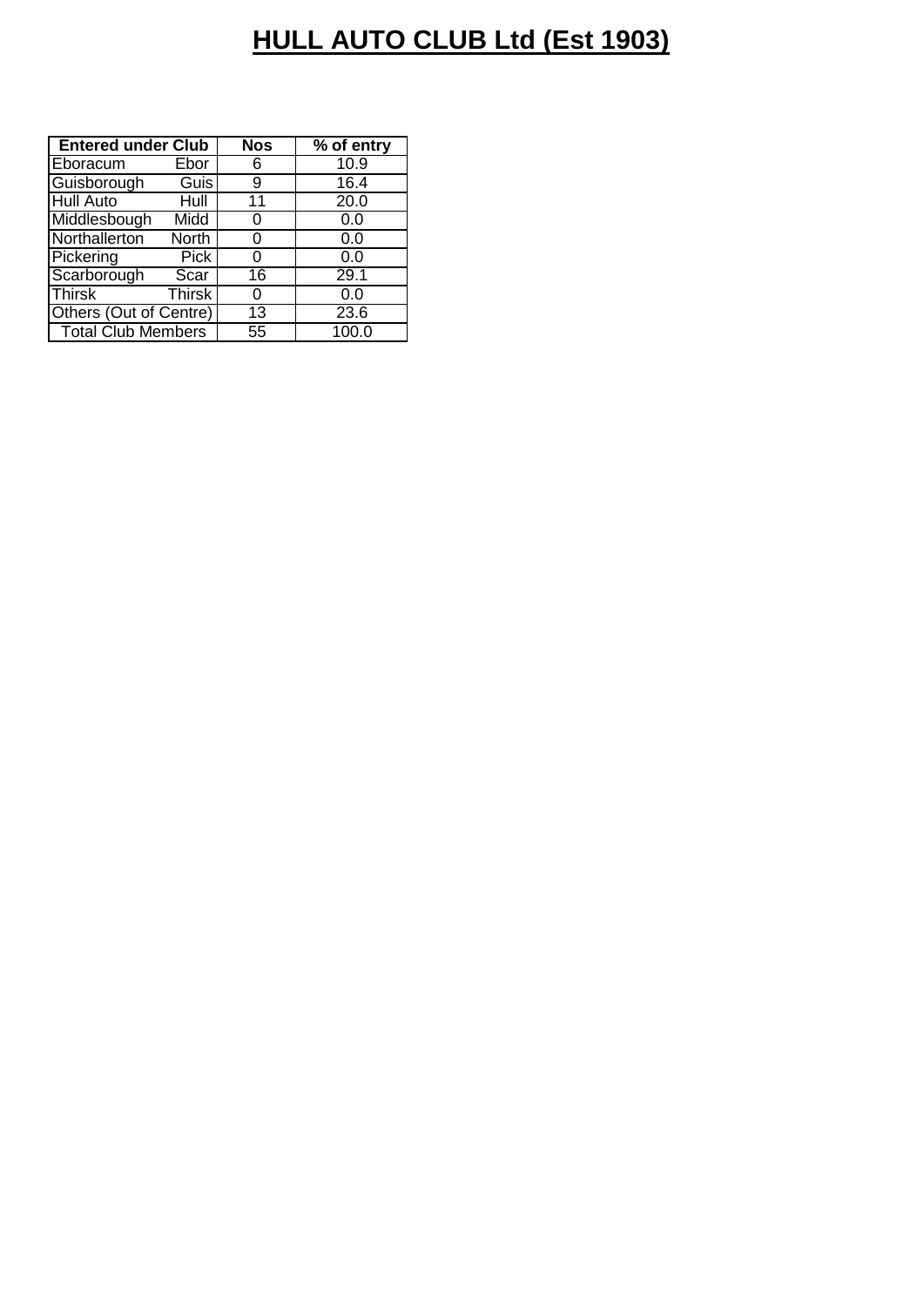# HULL AUTO CLUB Ltd (Est 1903)

| Entered under Club | | Nos | % of entry |
|---|---|---|---|
| Eboracum | Ebor | 6 | 10.9 |
| Guisborough | Guis | 9 | 16.4 |
| Hull Auto | Hull | 11 | 20.0 |
| Middlesbough | Midd | 0 | 0.0 |
| Northallerton | North | 0 | 0.0 |
| Pickering | Pick | 0 | 0.0 |
| Scarborough | Scar | 16 | 29.1 |
| Thirsk | Thirsk | 0 | 0.0 |
| Others (Out of Centre) | | 13 | 23.6 |
| Total Club Members | | 55 | 100.0 |